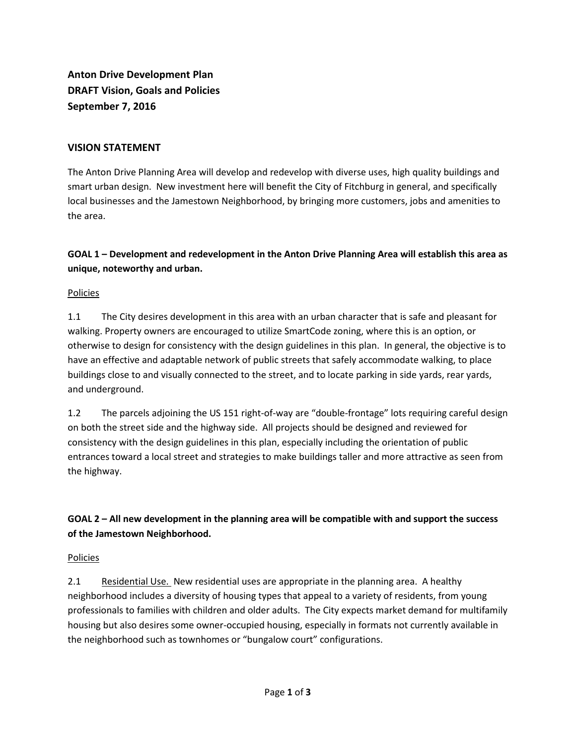# Anton Drive Development Plan
# DRAFT Vision, Goals and Policies
# September 7, 2016

## VISION STATEMENT

The Anton Drive Planning Area will develop and redevelop with diverse uses, high quality buildings and smart urban design. New investment here will benefit the City of Fitchburg in general, and specifically local businesses and the Jamestown Neighborhood, by bringing more customers, jobs and amenities to the area.

### GOAL 1 – Development and redevelopment in the Anton Drive Planning Area will establish this area as unique, noteworthy and urban.

Policies

1.1 The City desires development in this area with an urban character that is safe and pleasant for walking. Property owners are encouraged to utilize SmartCode zoning, where this is an option, or otherwise to design for consistency with the design guidelines in this plan. In general, the objective is to have an effective and adaptable network of public streets that safely accommodate walking, to place buildings close to and visually connected to the street, and to locate parking in side yards, rear yards, and underground.

1.2 The parcels adjoining the US 151 right-of-way are "double-frontage" lots requiring careful design on both the street side and the highway side. All projects should be designed and reviewed for consistency with the design guidelines in this plan, especially including the orientation of public entrances toward a local street and strategies to make buildings taller and more attractive as seen from the highway.

### GOAL 2 – All new development in the planning area will be compatible with and support the success of the Jamestown Neighborhood.

Policies

2.1 Residential Use. New residential uses are appropriate in the planning area. A healthy neighborhood includes a diversity of housing types that appeal to a variety of residents, from young professionals to families with children and older adults. The City expects market demand for multifamily housing but also desires some owner-occupied housing, especially in formats not currently available in the neighborhood such as townhomes or "bungalow court" configurations.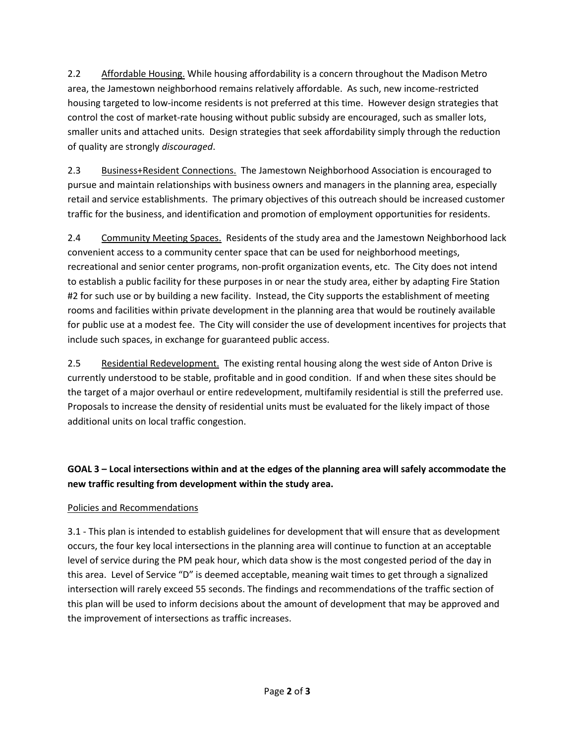2.2 Affordable Housing. While housing affordability is a concern throughout the Madison Metro area, the Jamestown neighborhood remains relatively affordable. As such, new income-restricted housing targeted to low-income residents is not preferred at this time. However design strategies that control the cost of market-rate housing without public subsidy are encouraged, such as smaller lots, smaller units and attached units. Design strategies that seek affordability simply through the reduction of quality are strongly *discouraged*.

2.3 Business+Resident Connections. The Jamestown Neighborhood Association is encouraged to pursue and maintain relationships with business owners and managers in the planning area, especially retail and service establishments. The primary objectives of this outreach should be increased customer traffic for the business, and identification and promotion of employment opportunities for residents.

2.4 Community Meeting Spaces. Residents of the study area and the Jamestown Neighborhood lack convenient access to a community center space that can be used for neighborhood meetings, recreational and senior center programs, non-profit organization events, etc. The City does not intend to establish a public facility for these purposes in or near the study area, either by adapting Fire Station #2 for such use or by building a new facility. Instead, the City supports the establishment of meeting rooms and facilities within private development in the planning area that would be routinely available for public use at a modest fee. The City will consider the use of development incentives for projects that include such spaces, in exchange for guaranteed public access.

2.5 Residential Redevelopment. The existing rental housing along the west side of Anton Drive is currently understood to be stable, profitable and in good condition. If and when these sites should be the target of a major overhaul or entire redevelopment, multifamily residential is still the preferred use. Proposals to increase the density of residential units must be evaluated for the likely impact of those additional units on local traffic congestion.

**GOAL 3 – Local intersections within and at the edges of the planning area will safely accommodate the new traffic resulting from development within the study area.**

Policies and Recommendations

3.1 - This plan is intended to establish guidelines for development that will ensure that as development occurs, the four key local intersections in the planning area will continue to function at an acceptable level of service during the PM peak hour, which data show is the most congested period of the day in this area. Level of Service "D" is deemed acceptable, meaning wait times to get through a signalized intersection will rarely exceed 55 seconds. The findings and recommendations of the traffic section of this plan will be used to inform decisions about the amount of development that may be approved and the improvement of intersections as traffic increases.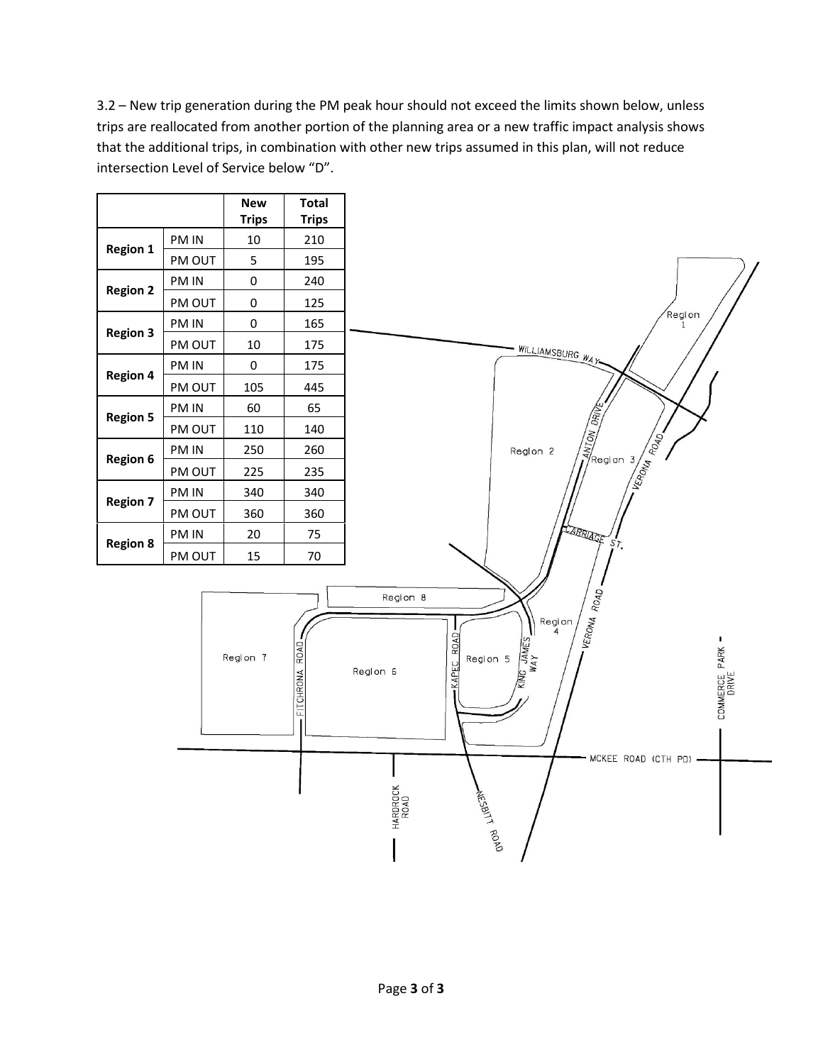3.2 – New trip generation during the PM peak hour should not exceed the limits shown below, unless trips are reallocated from another portion of the planning area or a new traffic impact analysis shows that the additional trips, in combination with other new trips assumed in this plan, will not reduce intersection Level of Service below "D".

| | | New Trips | Total Trips |
|---|---|---|---|
| **Region 1** | PM IN | 10 | 210 |
| | PM OUT | 5 | 195 |
| **Region 2** | PM IN | 0 | 240 |
| | PM OUT | 0 | 125 |
| **Region 3** | PM IN | 0 | 165 |
| | PM OUT | 10 | 175 |
| **Region 4** | PM IN | 0 | 175 |
| | PM OUT | 105 | 445 |
| **Region 5** | PM IN | 60 | 65 |
| | PM OUT | 110 | 140 |
| **Region 6** | PM IN | 250 | 260 |
| | PM OUT | 225 | 235 |
| **Region 7** | PM IN | 340 | 340 |
| | PM OUT | 360 | 360 |
| **Region 8** | PM IN | 20 | 75 |
| | PM OUT | 15 | 70 |

Region 1
WILLIAMSBURG WAY
ANTON DRIVE
Region 2
Region 3
VERONA ROAD
CARRIAGE ST.
Region 8
Region 4
VERONA ROAD
Region 7
FITCHRONA ROAD
Region 6
KAPEC ROAD
Region 5
KING JAMES WAY
COMMERCE PARK DRIVE
MCKEE ROAD (CTH PD)
HARDROCK ROAD
NESBITT ROAD